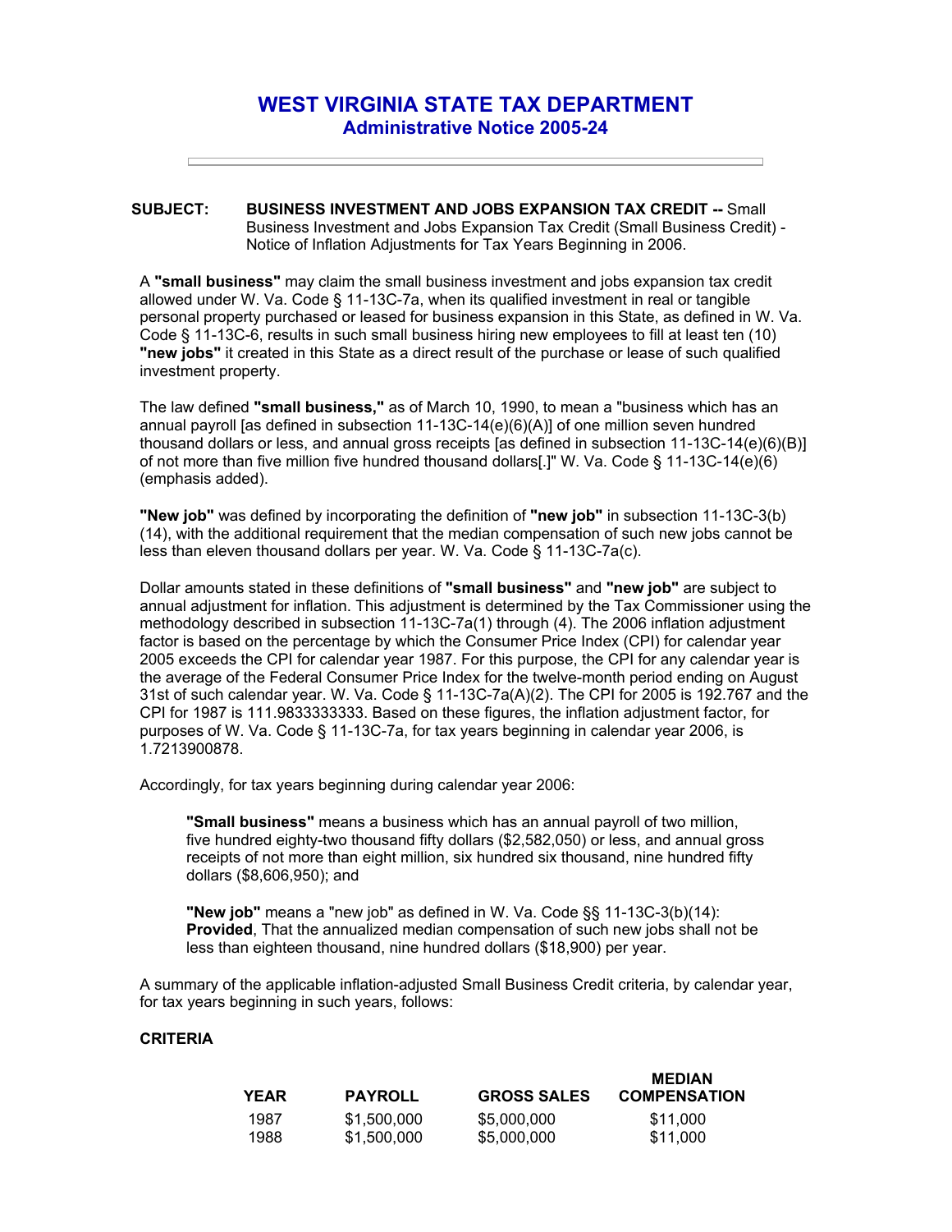# WEST VIRGINIA STATE TAX DEPARTMENT
## Administrative Notice 2005-24

---

**SUBJECT:** **BUSINESS INVESTMENT AND JOBS EXPANSION TAX CREDIT --** Small Business Investment and Jobs Expansion Tax Credit (Small Business Credit) - Notice of Inflation Adjustments for Tax Years Beginning in 2006.

A **"small business"** may claim the small business investment and jobs expansion tax credit allowed under W. Va. Code § 11-13C-7a, when its qualified investment in real or tangible personal property purchased or leased for business expansion in this State, as defined in W. Va. Code § 11-13C-6, results in such small business hiring new employees to fill at least ten (10) **"new jobs"** it created in this State as a direct result of the purchase or lease of such qualified investment property.

The law defined **"small business,"** as of March 10, 1990, to mean a "business which has an annual payroll [as defined in subsection 11-13C-14(e)(6)(A)] of one million seven hundred thousand dollars or less, and annual gross receipts [as defined in subsection 11-13C-14(e)(6)(B)] of not more than five million five hundred thousand dollars[.]" W. Va. Code § 11-13C-14(e)(6) (emphasis added).

**"New job"** was defined by incorporating the definition of **"new job"** in subsection 11-13C-3(b)(14), with the additional requirement that the median compensation of such new jobs cannot be less than eleven thousand dollars per year. W. Va. Code § 11-13C-7a(c).

Dollar amounts stated in these definitions of **"small business"** and **"new job"** are subject to annual adjustment for inflation. This adjustment is determined by the Tax Commissioner using the methodology described in subsection 11-13C-7a(1) through (4). The 2006 inflation adjustment factor is based on the percentage by which the Consumer Price Index (CPI) for calendar year 2005 exceeds the CPI for calendar year 1987. For this purpose, the CPI for any calendar year is the average of the Federal Consumer Price Index for the twelve-month period ending on August 31st of such calendar year. W. Va. Code § 11-13C-7a(A)(2). The CPI for 2005 is 192.767 and the CPI for 1987 is 111.9833333333. Based on these figures, the inflation adjustment factor, for purposes of W. Va. Code § 11-13C-7a, for tax years beginning in calendar year 2006, is 1.7213900878.

Accordingly, for tax years beginning during calendar year 2006:

> **"Small business"** means a business which has an annual payroll of two million, five hundred eighty-two thousand fifty dollars ($2,582,050) or less, and annual gross receipts of not more than eight million, six hundred six thousand, nine hundred fifty dollars ($8,606,950); and
>
> **"New job"** means a "new job" as defined in W. Va. Code §§ 11-13C-3(b)(14): **Provided**, That the annualized median compensation of such new jobs shall not be less than eighteen thousand, nine hundred dollars ($18,900) per year.

A summary of the applicable inflation-adjusted Small Business Credit criteria, by calendar year, for tax years beginning in such years, follows:

**CRITERIA**

| YEAR | PAYROLL | GROSS SALES | MEDIAN COMPENSATION |
|---|---|---|---|
| 1987 | $1,500,000 | $5,000,000 | $11,000 |
| 1988 | $1,500,000 | $5,000,000 | $11,000 |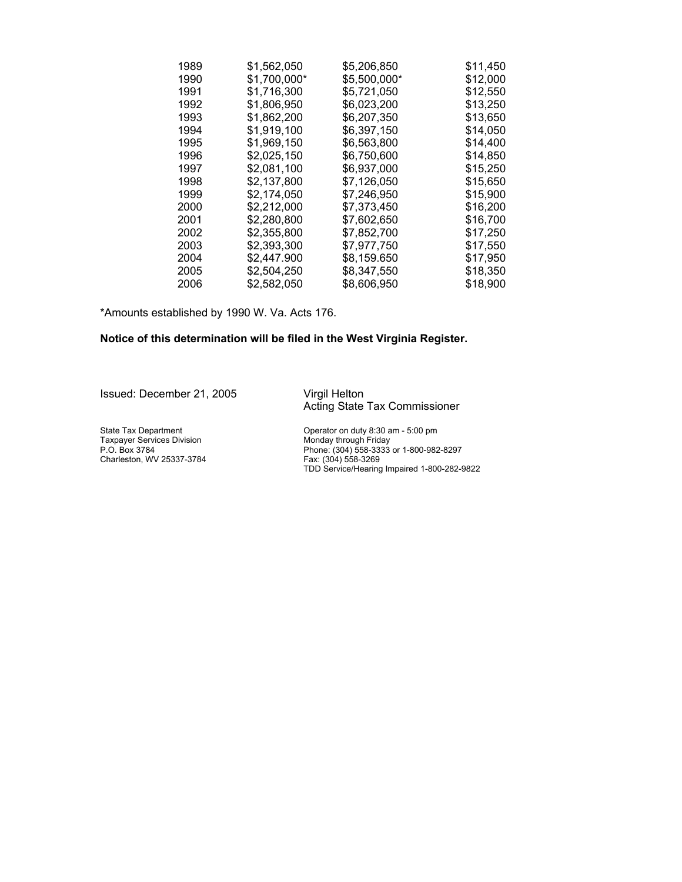| | | | |
|---|---|---|---|
| 1989 | $1,562,050 | $5,206,850 | $11,450 |
| 1990 | $1,700,000* | $5,500,000* | $12,000 |
| 1991 | $1,716,300 | $5,721,050 | $12,550 |
| 1992 | $1,806,950 | $6,023,200 | $13,250 |
| 1993 | $1,862,200 | $6,207,350 | $13,650 |
| 1994 | $1,919,100 | $6,397,150 | $14,050 |
| 1995 | $1,969,150 | $6,563,800 | $14,400 |
| 1996 | $2,025,150 | $6,750,600 | $14,850 |
| 1997 | $2,081,100 | $6,937,000 | $15,250 |
| 1998 | $2,137,800 | $7,126,050 | $15,650 |
| 1999 | $2,174,050 | $7,246,950 | $15,900 |
| 2000 | $2,212,000 | $7,373,450 | $16,200 |
| 2001 | $2,280,800 | $7,602,650 | $16,700 |
| 2002 | $2,355,800 | $7,852,700 | $17,250 |
| 2003 | $2,393,300 | $7,977,750 | $17,550 |
| 2004 | $2,447.900 | $8,159.650 | $17,950 |
| 2005 | $2,504,250 | $8,347,550 | $18,350 |
| 2006 | $2,582,050 | $8,606,950 | $18,900 |

*Amounts established by 1990 W. Va. Acts 176.

**Notice of this determination will be filed in the West Virginia Register.**

Issued: December 21, 2005

Virgil Helton
Acting State Tax Commissioner

State Tax Department
Taxpayer Services Division
P.O. Box 3784
Charleston, WV 25337-3784

Operator on duty 8:30 am - 5:00 pm
Monday through Friday
Phone: (304) 558-3333 or 1-800-982-8297
Fax: (304) 558-3269
TDD Service/Hearing Impaired 1-800-282-9822